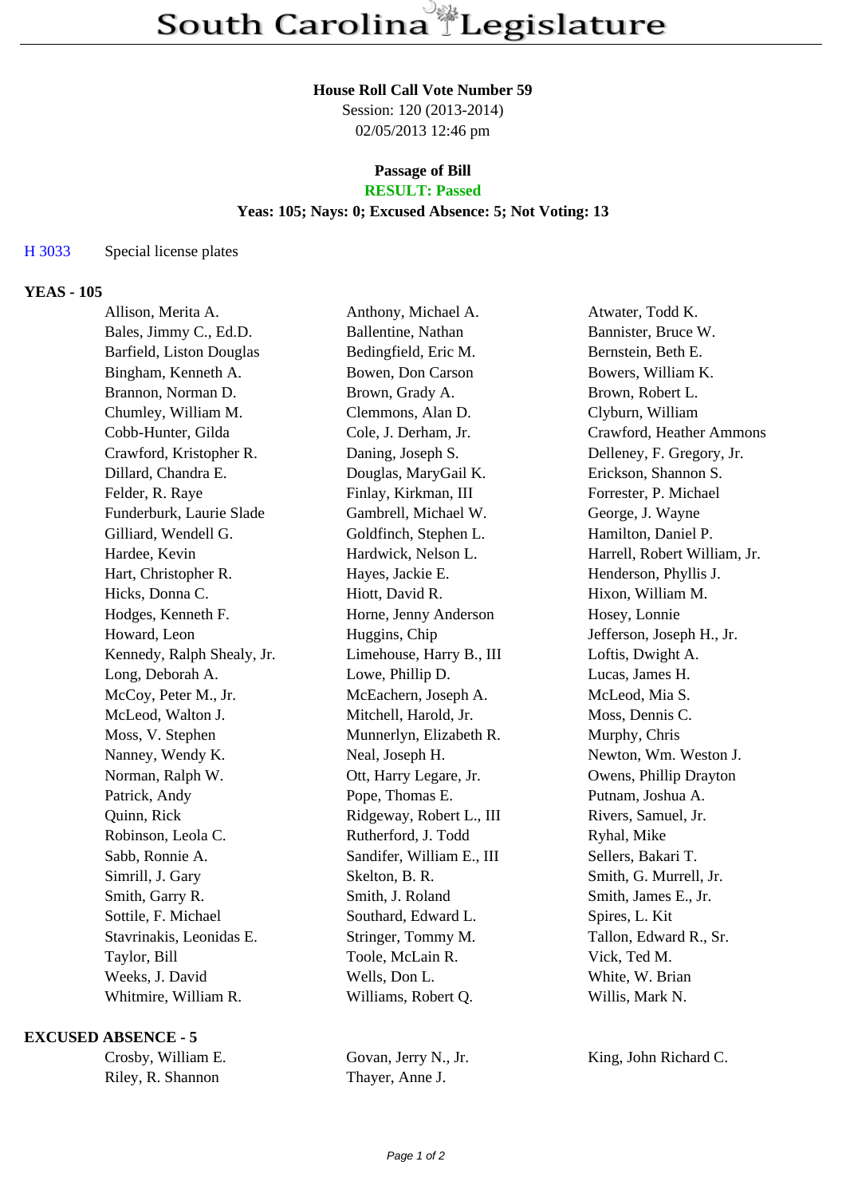# South Carolina Legislature

**House Roll Call Vote Number 59**
Session: 120 (2013-2014)
02/05/2013 12:46 pm

**Passage of Bill**
**RESULT: Passed**
**Yeas: 105; Nays: 0; Excused Absence: 5; Not Voting: 13**

H 3033 Special license plates

**YEAS - 105**

| | | |
|---|---|---|
| Allison, Merita A. | Anthony, Michael A. | Atwater, Todd K. |
| Bales, Jimmy C., Ed.D. | Ballentine, Nathan | Bannister, Bruce W. |
| Barfield, Liston Douglas | Bedingfield, Eric M. | Bernstein, Beth E. |
| Bingham, Kenneth A. | Bowen, Don Carson | Bowers, William K. |
| Brannon, Norman D. | Brown, Grady A. | Brown, Robert L. |
| Chumley, William M. | Clemmons, Alan D. | Clyburn, William |
| Cobb-Hunter, Gilda | Cole, J. Derham, Jr. | Crawford, Heather Ammons |
| Crawford, Kristopher R. | Daning, Joseph S. | Delleney, F. Gregory, Jr. |
| Dillard, Chandra E. | Douglas, MaryGail K. | Erickson, Shannon S. |
| Felder, R. Raye | Finlay, Kirkman, III | Forrester, P. Michael |
| Funderburk, Laurie Slade | Gambrell, Michael W. | George, J. Wayne |
| Gilliard, Wendell G. | Goldfinch, Stephen L. | Hamilton, Daniel P. |
| Hardee, Kevin | Hardwick, Nelson L. | Harrell, Robert William, Jr. |
| Hart, Christopher R. | Hayes, Jackie E. | Henderson, Phyllis J. |
| Hicks, Donna C. | Hiott, David R. | Hixon, William M. |
| Hodges, Kenneth F. | Horne, Jenny Anderson | Hosey, Lonnie |
| Howard, Leon | Huggins, Chip | Jefferson, Joseph H., Jr. |
| Kennedy, Ralph Shealy, Jr. | Limehouse, Harry B., III | Loftis, Dwight A. |
| Long, Deborah A. | Lowe, Phillip D. | Lucas, James H. |
| McCoy, Peter M., Jr. | McEachern, Joseph A. | McLeod, Mia S. |
| McLeod, Walton J. | Mitchell, Harold, Jr. | Moss, Dennis C. |
| Moss, V. Stephen | Munnerlyn, Elizabeth R. | Murphy, Chris |
| Nanney, Wendy K. | Neal, Joseph H. | Newton, Wm. Weston J. |
| Norman, Ralph W. | Ott, Harry Legare, Jr. | Owens, Phillip Drayton |
| Patrick, Andy | Pope, Thomas E. | Putnam, Joshua A. |
| Quinn, Rick | Ridgeway, Robert L., III | Rivers, Samuel, Jr. |
| Robinson, Leola C. | Rutherford, J. Todd | Ryhal, Mike |
| Sabb, Ronnie A. | Sandifer, William E., III | Sellers, Bakari T. |
| Simrill, J. Gary | Skelton, B. R. | Smith, G. Murrell, Jr. |
| Smith, Garry R. | Smith, J. Roland | Smith, James E., Jr. |
| Sottile, F. Michael | Southard, Edward L. | Spires, L. Kit |
| Stavrinakis, Leonidas E. | Stringer, Tommy M. | Tallon, Edward R., Sr. |
| Taylor, Bill | Toole, McLain R. | Vick, Ted M. |
| Weeks, J. David | Wells, Don L. | White, W. Brian |
| Whitmire, William R. | Williams, Robert Q. | Willis, Mark N. |

**EXCUSED ABSENCE - 5**

| | | |
|---|---|---|
| Crosby, William E. | Govan, Jerry N., Jr. | King, John Richard C. |
| Riley, R. Shannon | Thayer, Anne J. | |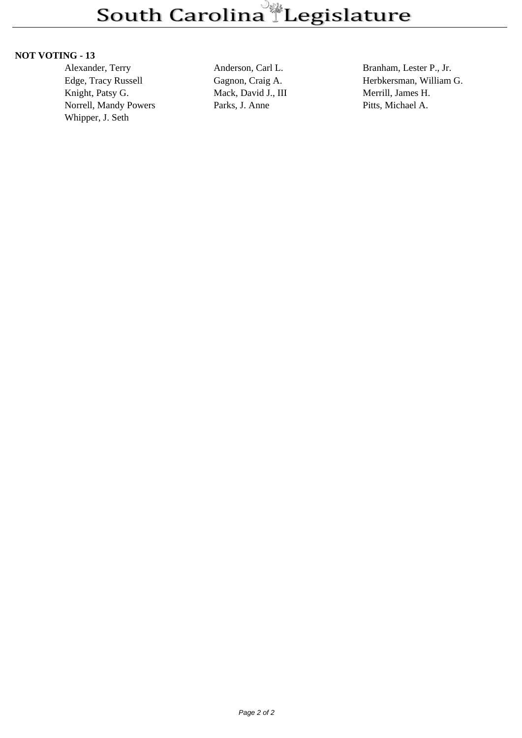**NOT VOTING - 13**

| | | |
|---|---|---|
| Alexander, Terry | Anderson, Carl L. | Branham, Lester P., Jr. |
| Edge, Tracy Russell | Gagnon, Craig A. | Herbkersman, William G. |
| Knight, Patsy G. | Mack, David J., III | Merrill, James H. |
| Norrell, Mandy Powers | Parks, J. Anne | Pitts, Michael A. |
| Whipper, J. Seth | | |